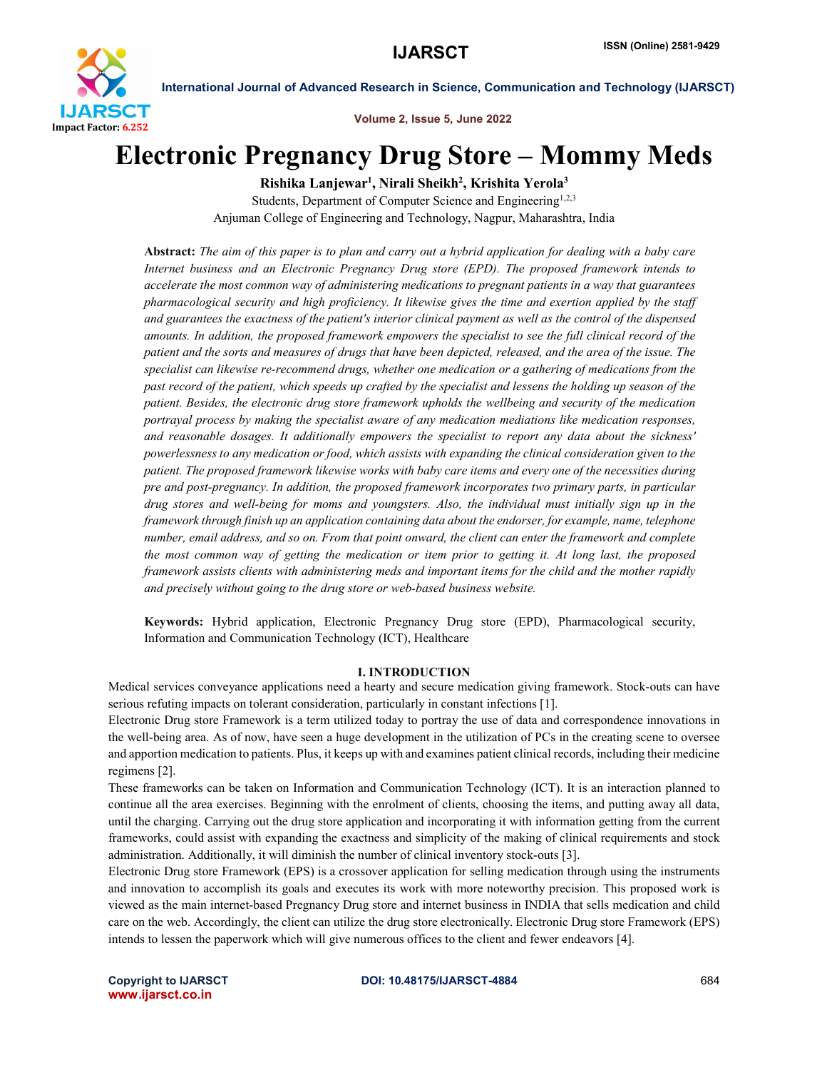# Electronic Pregnancy Drug Store – Mommy Meds

**Rishika Lanjewar[1], Nirali Sheikh[2], Krishita Yerola[3]**

Students, Department of Computer Science and Engineering[1,2,3]

Anjuman College of Engineering and Technology, Nagpur, Maharashtra, India

**Abstract:** *The aim of this paper is to plan and carry out a hybrid application for dealing with a baby care Internet business and an Electronic Pregnancy Drug store (EPD). The proposed framework intends to accelerate the most common way of administering medications to pregnant patients in a way that guarantees pharmacological security and high proficiency. It likewise gives the time and exertion applied by the staff and guarantees the exactness of the patient's interior clinical payment as well as the control of the dispensed amounts. In addition, the proposed framework empowers the specialist to see the full clinical record of the patient and the sorts and measures of drugs that have been depicted, released, and the area of the issue. The specialist can likewise re-recommend drugs, whether one medication or a gathering of medications from the past record of the patient, which speeds up crafted by the specialist and lessens the holding up season of the patient. Besides, the electronic drug store framework upholds the wellbeing and security of the medication portrayal process by making the specialist aware of any medication mediations like medication responses, and reasonable dosages. It additionally empowers the specialist to report any data about the sickness' powerlessness to any medication or food, which assists with expanding the clinical consideration given to the patient. The proposed framework likewise works with baby care items and every one of the necessities during pre and post-pregnancy. In addition, the proposed framework incorporates two primary parts, in particular drug stores and well-being for moms and youngsters. Also, the individual must initially sign up in the framework through finish up an application containing data about the endorser, for example, name, telephone number, email address, and so on. From that point onward, the client can enter the framework and complete the most common way of getting the medication or item prior to getting it. At long last, the proposed framework assists clients with administering meds and important items for the child and the mother rapidly and precisely without going to the drug store or web-based business website.*

**Keywords:** Hybrid application, Electronic Pregnancy Drug store (EPD), Pharmacological security, Information and Communication Technology (ICT), Healthcare

## I. INTRODUCTION

Medical services conveyance applications need a hearty and secure medication giving framework. Stock-outs can have serious refuting impacts on tolerant consideration, particularly in constant infections [1].

Electronic Drug store Framework is a term utilized today to portray the use of data and correspondence innovations in the well-being area. As of now, have seen a huge development in the utilization of PCs in the creating scene to oversee and apportion medication to patients. Plus, it keeps up with and examines patient clinical records, including their medicine regimens [2].

These frameworks can be taken on Information and Communication Technology (ICT). It is an interaction planned to continue all the area exercises. Beginning with the enrolment of clients, choosing the items, and putting away all data, until the charging. Carrying out the drug store application and incorporating it with information getting from the current frameworks, could assist with expanding the exactness and simplicity of the making of clinical requirements and stock administration. Additionally, it will diminish the number of clinical inventory stock-outs [3].

Electronic Drug store Framework (EPS) is a crossover application for selling medication through using the instruments and innovation to accomplish its goals and executes its work with more noteworthy precision. This proposed work is viewed as the main internet-based Pregnancy Drug store and internet business in INDIA that sells medication and child care on the web. Accordingly, the client can utilize the drug store electronically. Electronic Drug store Framework (EPS) intends to lessen the paperwork which will give numerous offices to the client and fewer endeavors [4].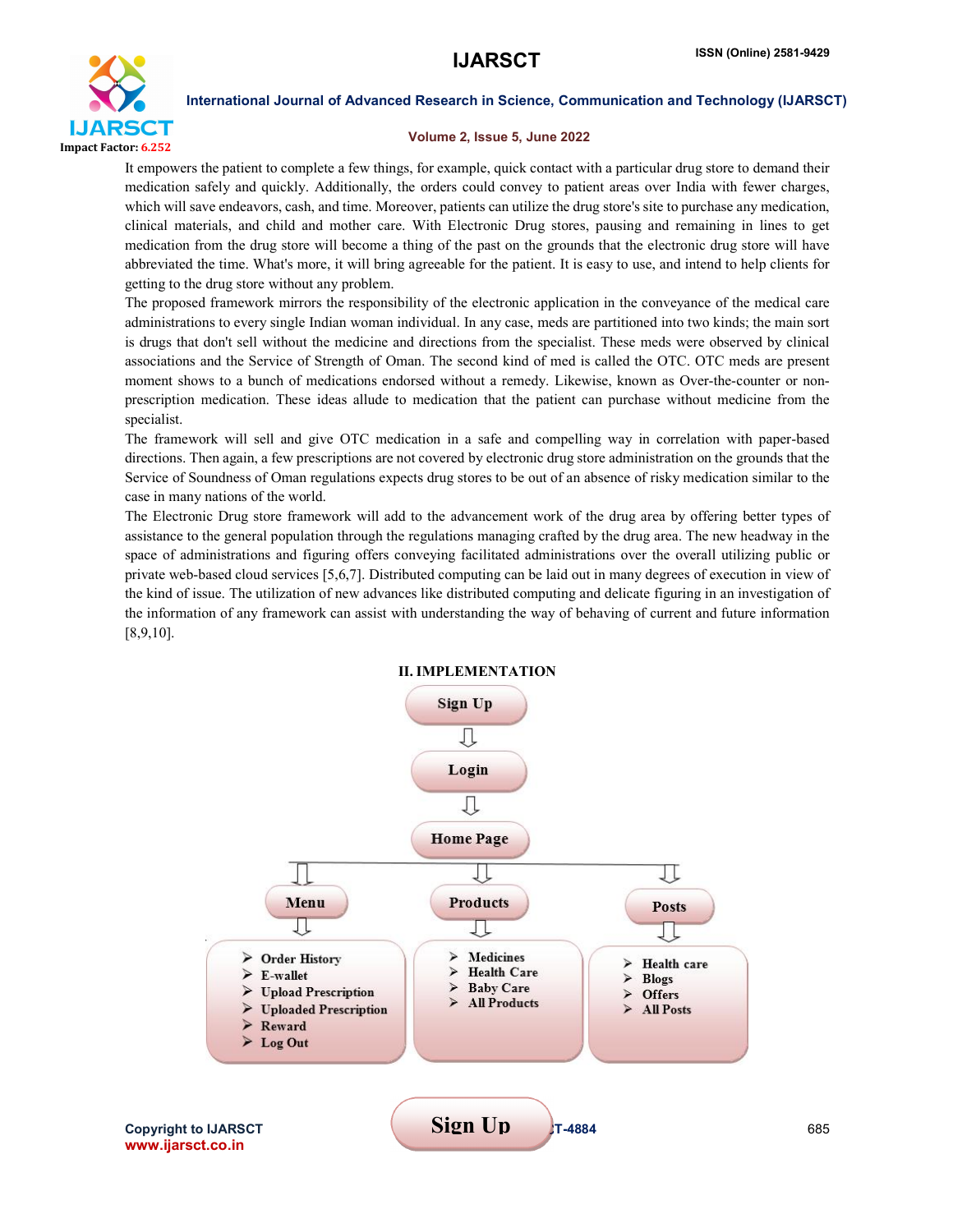It empowers the patient to complete a few things, for example, quick contact with a particular drug store to demand their medication safely and quickly. Additionally, the orders could convey to patient areas over India with fewer charges, which will save endeavors, cash, and time. Moreover, patients can utilize the drug store's site to purchase any medication, clinical materials, and child and mother care. With Electronic Drug stores, pausing and remaining in lines to get medication from the drug store will become a thing of the past on the grounds that the electronic drug store will have abbreviated the time. What's more, it will bring agreeable for the patient. It is easy to use, and intend to help clients for getting to the drug store without any problem.

The proposed framework mirrors the responsibility of the electronic application in the conveyance of the medical care administrations to every single Indian woman individual. In any case, meds are partitioned into two kinds; the main sort is drugs that don't sell without the medicine and directions from the specialist. These meds were observed by clinical associations and the Service of Strength of Oman. The second kind of med is called the OTC. OTC meds are present moment shows to a bunch of medications endorsed without a remedy. Likewise, known as Over-the-counter or non-prescription medication. These ideas allude to medication that the patient can purchase without medicine from the specialist.

The framework will sell and give OTC medication in a safe and compelling way in correlation with paper-based directions. Then again, a few prescriptions are not covered by electronic drug store administration on the grounds that the Service of Soundness of Oman regulations expects drug stores to be out of an absence of risky medication similar to the case in many nations of the world.

The Electronic Drug store framework will add to the advancement work of the drug area by offering better types of assistance to the general population through the regulations managing crafted by the drug area. The new headway in the space of administrations and figuring offers conveying facilitated administrations over the overall utilizing public or private web-based cloud services [5,6,7]. Distributed computing can be laid out in many degrees of execution in view of the kind of issue. The utilization of new advances like distributed computing and delicate figuring in an investigation of the information of any framework can assist with understanding the way of behaving of current and future information [8,9,10].

## II. IMPLEMENTATION

Sign Up

⇩

Login

⇩

Home Page

| Menu | Products | Posts |
|---|---|---|
| ➢ Order History<br>➢ E-wallet<br>➢ Upload Prescription<br>➢ Uploaded Prescription<br>➢ Reward<br>➢ Log Out | ➢ Medicines<br>➢ Health Care<br>➢ Baby Care<br>➢ All Products | ➢ Health care<br>➢ Blogs<br>➢ Offers<br>➢ All Posts |

Sign Up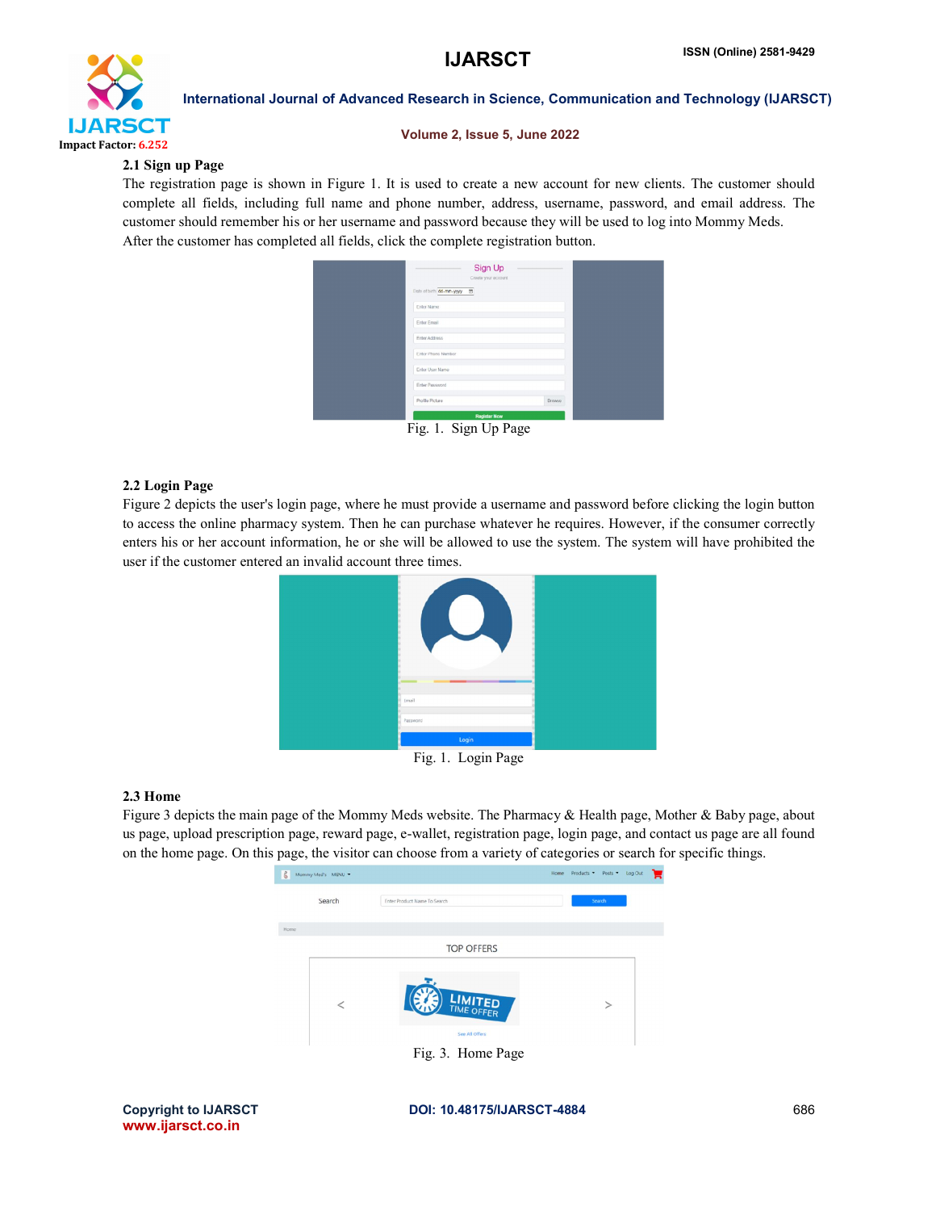### 2.1 Sign up Page

The registration page is shown in Figure 1. It is used to create a new account for new clients. The customer should complete all fields, including full name and phone number, address, username, password, and email address. The customer should remember his or her username and password because they will be used to log into Mommy Meds.
After the customer has completed all fields, click the complete registration button.

Fig. 1. Sign Up Page

### 2.2 Login Page

Figure 2 depicts the user's login page, where he must provide a username and password before clicking the login button to access the online pharmacy system. Then he can purchase whatever he requires. However, if the consumer correctly enters his or her account information, he or she will be allowed to use the system. The system will have prohibited the user if the customer entered an invalid account three times.

Fig. 1. Login Page

### 2.3 Home

Figure 3 depicts the main page of the Mommy Meds website. The Pharmacy & Health page, Mother & Baby page, about us page, upload prescription page, reward page, e-wallet, registration page, login page, and contact us page are all found on the home page. On this page, the visitor can choose from a variety of categories or search for specific things.

Fig. 3. Home Page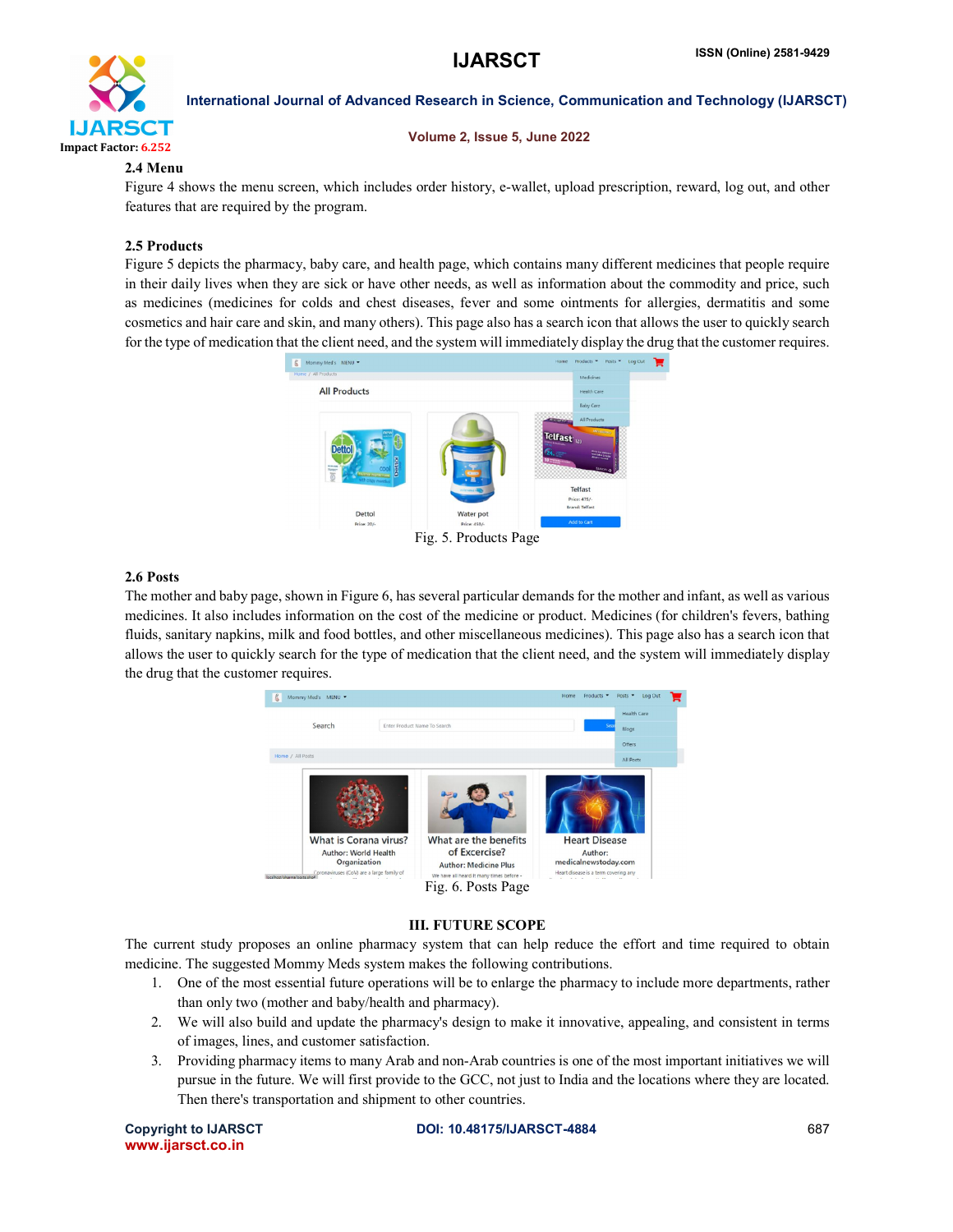### 2.4 Menu

Figure 4 shows the menu screen, which includes order history, e-wallet, upload prescription, reward, log out, and other features that are required by the program.

### 2.5 Products

Figure 5 depicts the pharmacy, baby care, and health page, which contains many different medicines that people require in their daily lives when they are sick or have other needs, as well as information about the commodity and price, such as medicines (medicines for colds and chest diseases, fever and some ointments for allergies, dermatitis and some cosmetics and hair care and skin, and many others). This page also has a search icon that allows the user to quickly search for the type of medication that the client need, and the system will immediately display the drug that the customer requires.

Fig. 5. Products Page

### 2.6 Posts

The mother and baby page, shown in Figure 6, has several particular demands for the mother and infant, as well as various medicines. It also includes information on the cost of the medicine or product. Medicines (for children's fevers, bathing fluids, sanitary napkins, milk and food bottles, and other miscellaneous medicines). This page also has a search icon that allows the user to quickly search for the type of medication that the client need, and the system will immediately display the drug that the customer requires.

Fig. 6. Posts Page

## III. FUTURE SCOPE

The current study proposes an online pharmacy system that can help reduce the effort and time required to obtain medicine. The suggested Mommy Meds system makes the following contributions.

1. One of the most essential future operations will be to enlarge the pharmacy to include more departments, rather than only two (mother and baby/health and pharmacy).
2. We will also build and update the pharmacy's design to make it innovative, appealing, and consistent in terms of images, lines, and customer satisfaction.
3. Providing pharmacy items to many Arab and non-Arab countries is one of the most important initiatives we will pursue in the future. We will first provide to the GCC, not just to India and the locations where they are located. Then there's transportation and shipment to other countries.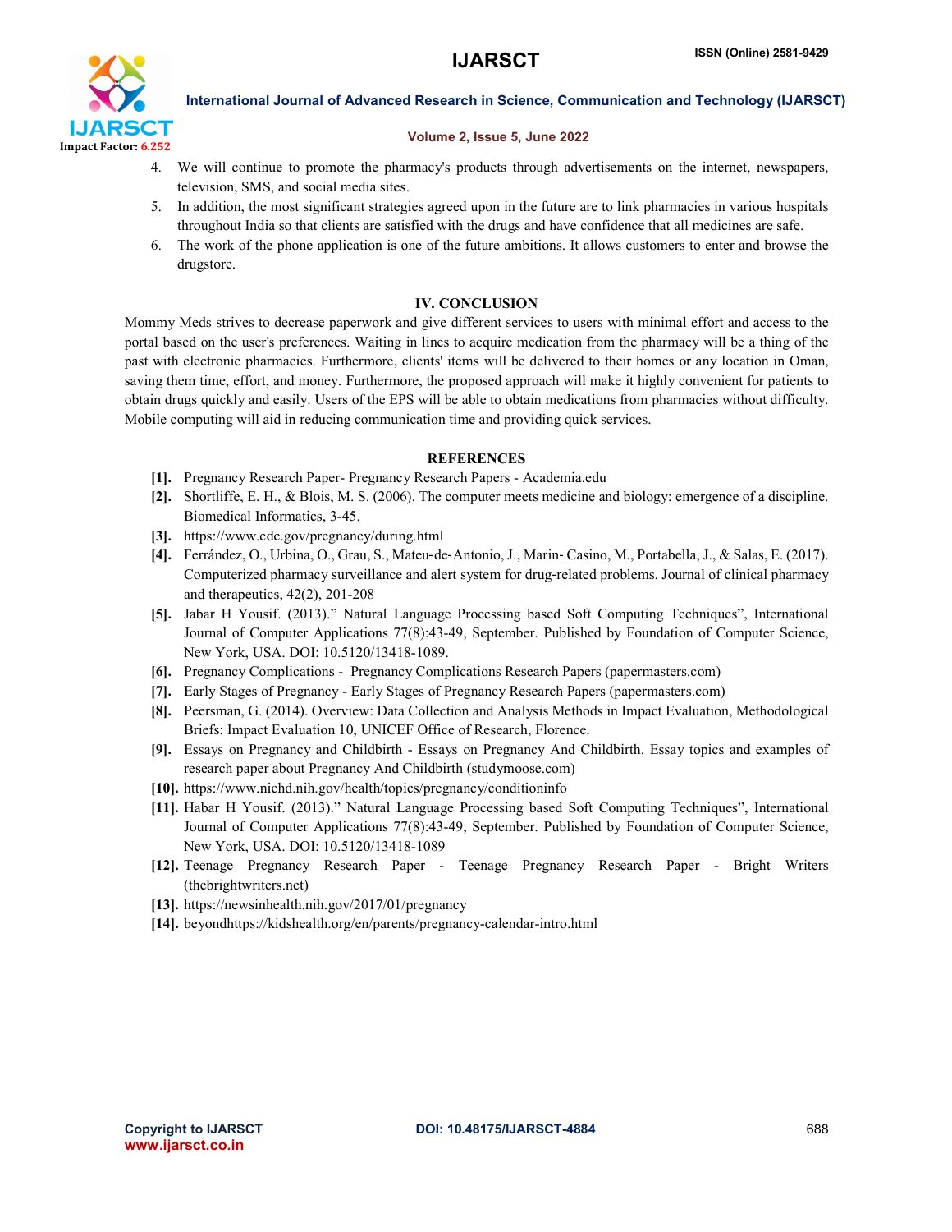4. We will continue to promote the pharmacy's products through advertisements on the internet, newspapers, television, SMS, and social media sites.
5. In addition, the most significant strategies agreed upon in the future are to link pharmacies in various hospitals throughout India so that clients are satisfied with the drugs and have confidence that all medicines are safe.
6. The work of the phone application is one of the future ambitions. It allows customers to enter and browse the drugstore.

## IV. CONCLUSION

Mommy Meds strives to decrease paperwork and give different services to users with minimal effort and access to the portal based on the user's preferences. Waiting in lines to acquire medication from the pharmacy will be a thing of the past with electronic pharmacies. Furthermore, clients' items will be delivered to their homes or any location in Oman, saving them time, effort, and money. Furthermore, the proposed approach will make it highly convenient for patients to obtain drugs quickly and easily. Users of the EPS will be able to obtain medications from pharmacies without difficulty. Mobile computing will aid in reducing communication time and providing quick services.

## REFERENCES

- **[1].** Pregnancy Research Paper- Pregnancy Research Papers - Academia.edu
- **[2].** Shortliffe, E. H., & Blois, M. S. (2006). The computer meets medicine and biology: emergence of a discipline. Biomedical Informatics, 3-45.
- **[3].** https://www.cdc.gov/pregnancy/during.html
- **[4].** Ferrández, O., Urbina, O., Grau, S., Mateu‐de‐Antonio, J., Marin‐ Casino, M., Portabella, J., & Salas, E. (2017). Computerized pharmacy surveillance and alert system for drug‐related problems. Journal of clinical pharmacy and therapeutics, 42(2), 201-208
- **[5].** Jabar H Yousif. (2013)." Natural Language Processing based Soft Computing Techniques", International Journal of Computer Applications 77(8):43-49, September. Published by Foundation of Computer Science, New York, USA. DOI: 10.5120/13418-1089.
- **[6].** Pregnancy Complications - Pregnancy Complications Research Papers (papermasters.com)
- **[7].** Early Stages of Pregnancy - Early Stages of Pregnancy Research Papers (papermasters.com)
- **[8].** Peersman, G. (2014). Overview: Data Collection and Analysis Methods in Impact Evaluation, Methodological Briefs: Impact Evaluation 10, UNICEF Office of Research, Florence.
- **[9].** Essays on Pregnancy and Childbirth - Essays on Pregnancy And Childbirth. Essay topics and examples of research paper about Pregnancy And Childbirth (studymoose.com)
- **[10].** https://www.nichd.nih.gov/health/topics/pregnancy/conditioninfo
- **[11].** Habar H Yousif. (2013)." Natural Language Processing based Soft Computing Techniques", International Journal of Computer Applications 77(8):43-49, September. Published by Foundation of Computer Science, New York, USA. DOI: 10.5120/13418-1089
- **[12].** Teenage Pregnancy Research Paper - Teenage Pregnancy Research Paper - Bright Writers (thebrightwriters.net)
- **[13].** https://newsinhealth.nih.gov/2017/01/pregnancy
- **[14].** beyondhttps://kidshealth.org/en/parents/pregnancy-calendar-intro.html